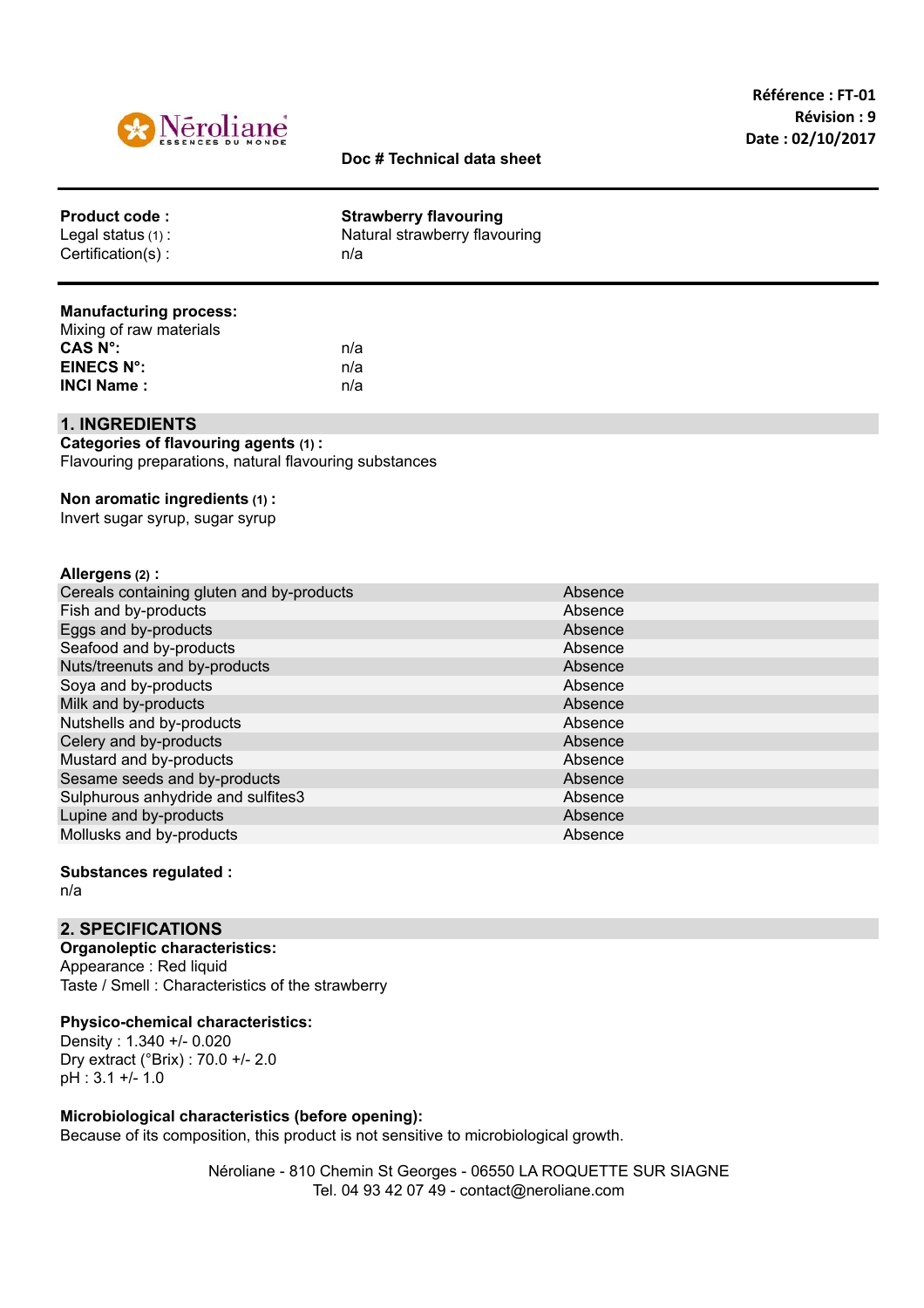Référence : FT-01
Révision : 9
Date : 02/10/2017

Doc # Technical data sheet

**Product code :** **Strawberry flavouring**
Legal status (1) : Natural strawberry flavouring
Certification(s) : n/a

**Manufacturing process:**
Mixing of raw materials
**CAS N°:** n/a
**EINECS N°:** n/a
**INCI Name :** n/a

## 1. INGREDIENTS

**Categories of flavouring agents (1) :**
Flavouring preparations, natural flavouring substances

**Non aromatic ingredients (1) :**
Invert sugar syrup, sugar syrup

**Allergens (2) :**

| | |
|---|---|
| Cereals containing gluten and by-products | Absence |
| Fish and by-products | Absence |
| Eggs and by-products | Absence |
| Seafood and by-products | Absence |
| Nuts/treenuts and by-products | Absence |
| Soya and by-products | Absence |
| Milk and by-products | Absence |
| Nutshells and by-products | Absence |
| Celery and by-products | Absence |
| Mustard and by-products | Absence |
| Sesame seeds and by-products | Absence |
| Sulphurous anhydride and sulfites3 | Absence |
| Lupine and by-products | Absence |
| Mollusks and by-products | Absence |

**Substances regulated :**
n/a

## 2. SPECIFICATIONS

**Organoleptic characteristics:**
Appearance : Red liquid
Taste / Smell : Characteristics of the strawberry

**Physico-chemical characteristics:**
Density : 1.340 +/- 0.020
Dry extract (°Brix) : 70.0 +/- 2.0
pH : 3.1 +/- 1.0

**Microbiological characteristics (before opening):**
Because of its composition, this product is not sensitive to microbiological growth.

Néroliane - 810 Chemin St Georges - 06550 LA ROQUETTE SUR SIAGNE
Tel. 04 93 42 07 49 - contact@neroliane.com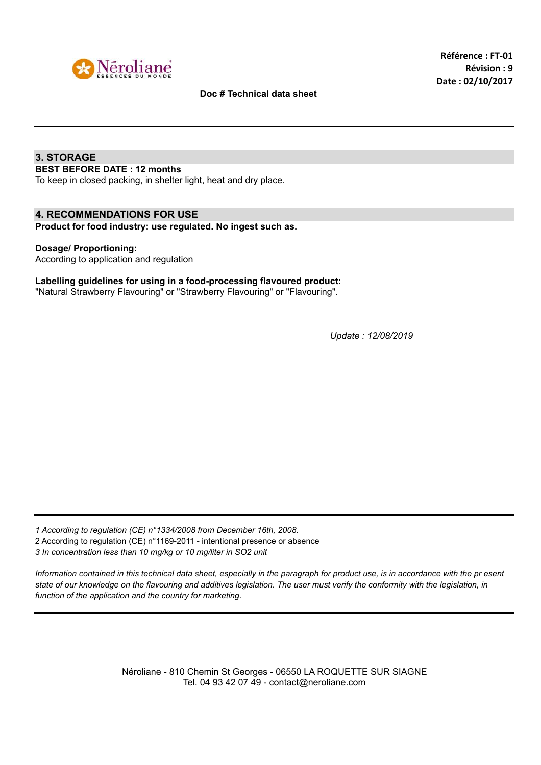## 3. STORAGE

**BEST BEFORE DATE : 12 months**

To keep in closed packing, in shelter light, heat and dry place.

## 4. RECOMMENDATIONS FOR USE

**Product for food industry: use regulated. No ingest such as.**

**Dosage/ Proportioning:**
According to application and regulation

**Labelling guidelines for using in a food-processing flavoured product:**
"Natural Strawberry Flavouring" or "Strawberry Flavouring" or "Flavouring".

*Update : 12/08/2019*

---

*1 According to regulation (CE) n°1334/2008 from December 16th, 2008.*
2 According to regulation (CE) n°1169-2011 - intentional presence or absence
*3 In concentration less than 10 mg/kg or 10 mg/liter in SO2 unit*

*Information contained in this technical data sheet, especially in the paragraph for product use, is in accordance with the pr esent state of our knowledge on the flavouring and additives legislation. The user must verify the conformity with the legislation, in function of the application and the country for marketing.*